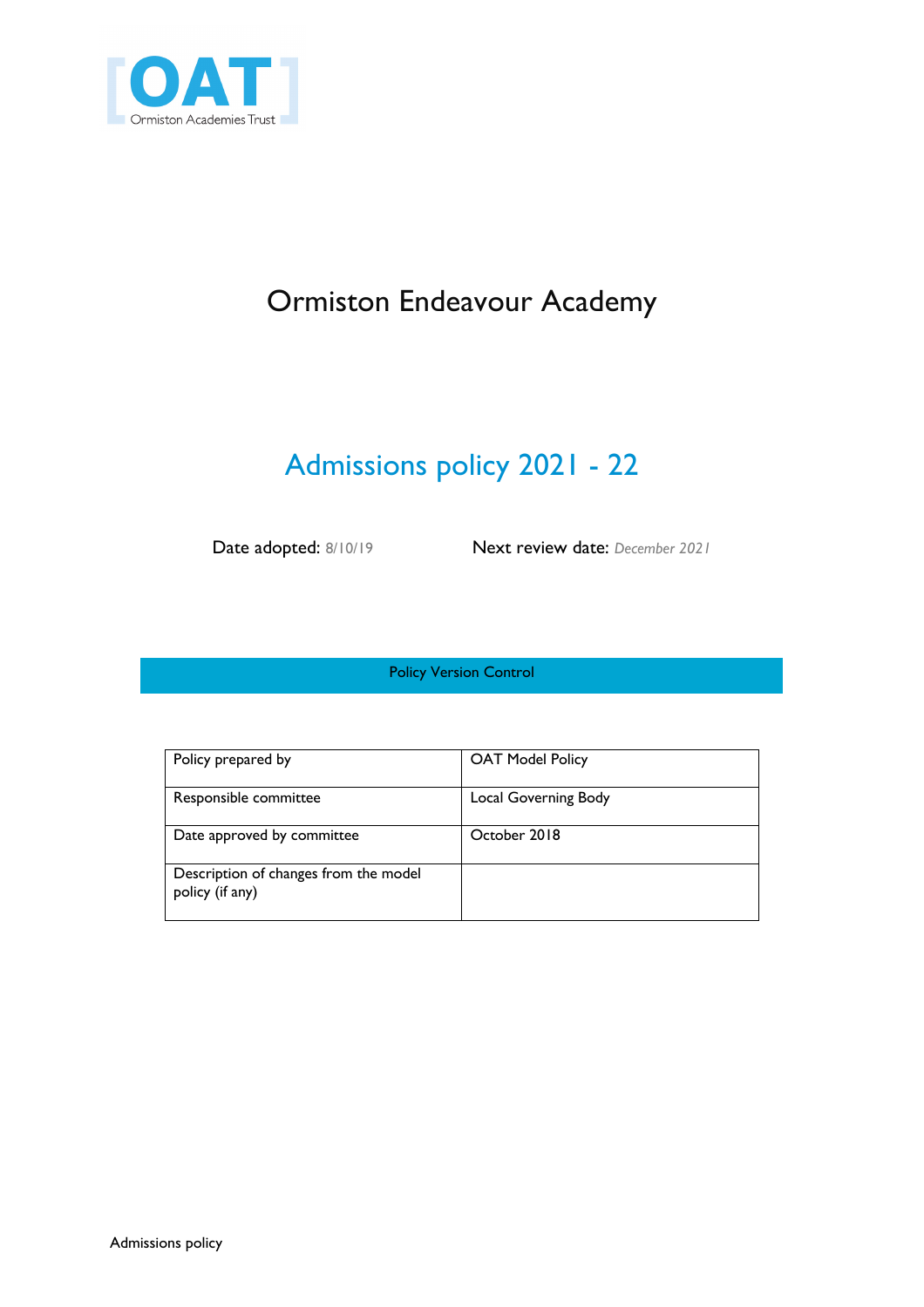# Ormiston Endeavour Academy

## Admissions policy 2021 - 22

Date adopted: 8/10/19 | Next review date: *December 2021*

**Policy Version Control**

| Policy prepared by | OAT Model Policy |
|---|---|
| Responsible committee | Local Governing Body |
| Date approved by committee | October 2018 |
| Description of changes from the model policy (if any) | |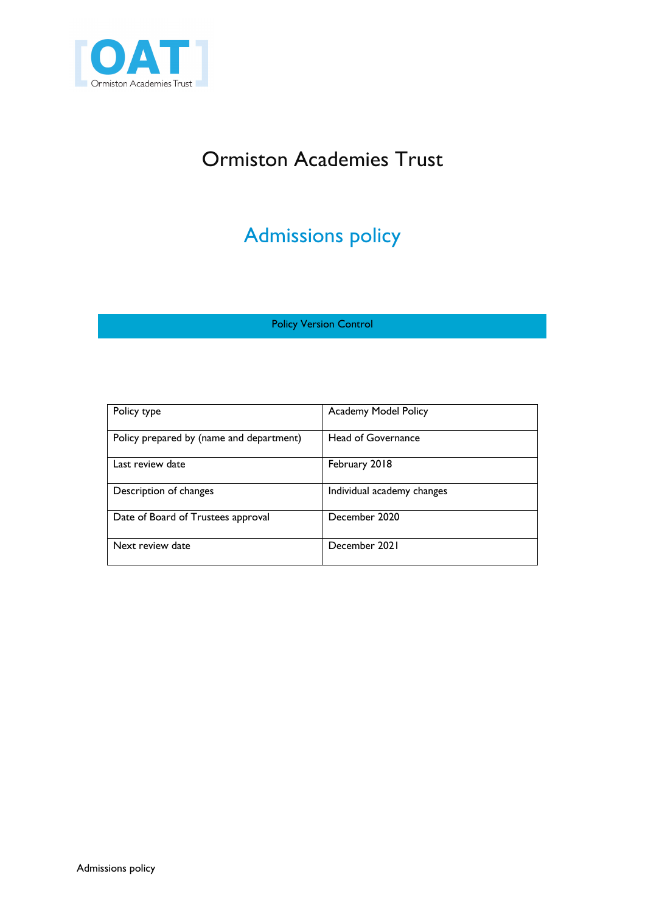# Ormiston Academies Trust

## Admissions policy

Policy Version Control

| Policy type | Academy Model Policy |
|---|---|
| Policy prepared by (name and department) | Head of Governance |
| Last review date | February 2018 |
| Description of changes | Individual academy changes |
| Date of Board of Trustees approval | December 2020 |
| Next review date | December 2021 |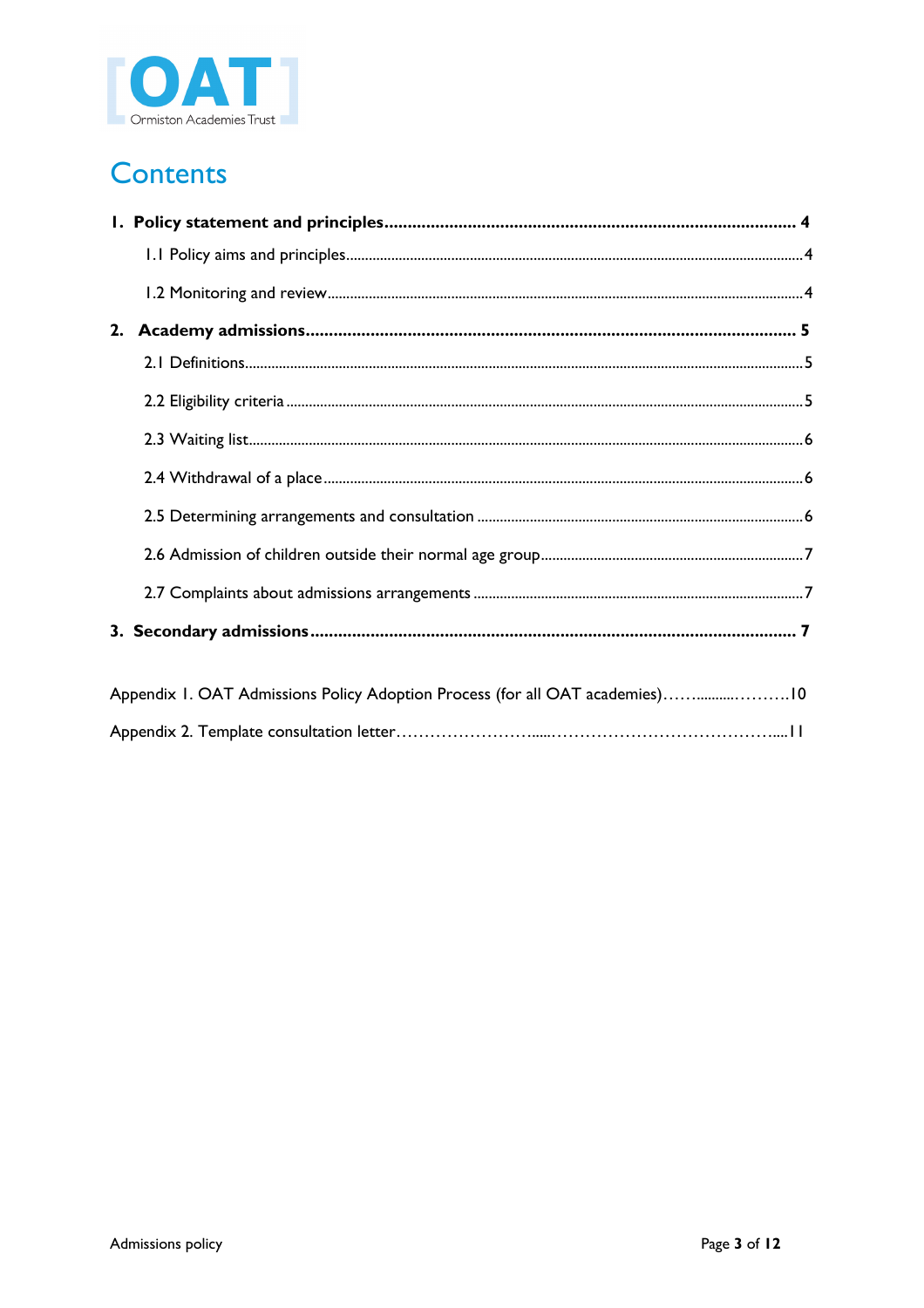# Contents

**1. Policy statement and principles ........................................................................................ 4**

1.1 Policy aims and principles........................................................................................................4

1.2 Monitoring and review...............................................................................................................4

**2. Academy admissions ........................................................................................................ 5**

2.1 Definitions....................................................................................................................................5

2.2 Eligibility criteria .........................................................................................................................5

2.3 Waiting list....................................................................................................................................6

2.4 Withdrawal of a place ................................................................................................................6

2.5 Determining arrangements and consultation ........................................................................6

2.6 Admission of children outside their normal age group.......................................................7

2.7 Complaints about admissions arrangements .......................................................................7

**3. Secondary admissions ........................................................................................................ 7**

Appendix 1. OAT Admissions Policy Adoption Process (for all OAT academies)……..........……….10

Appendix 2. Template consultation letter……………………......…………………………………....11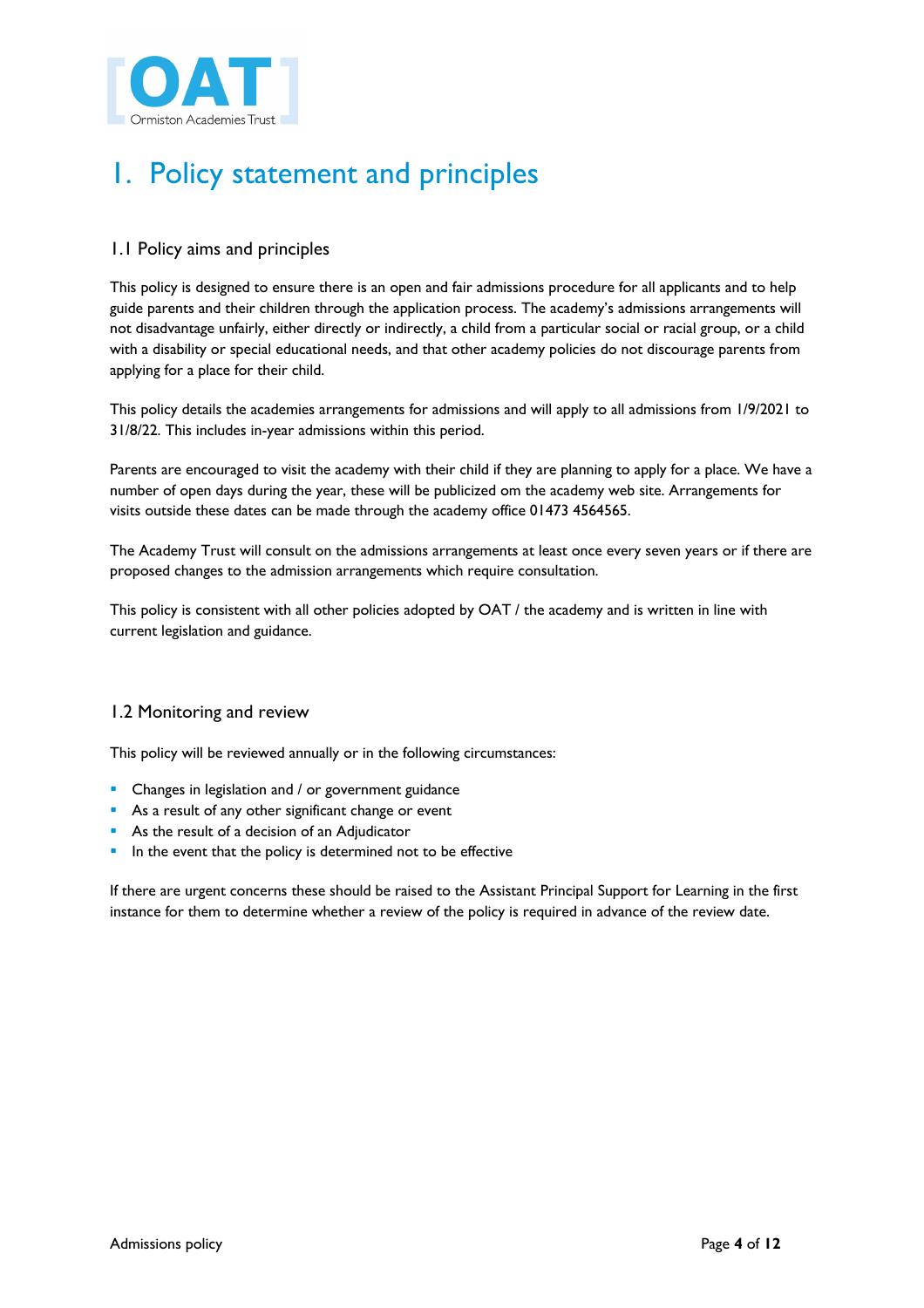# 1. Policy statement and principles

## 1.1 Policy aims and principles

This policy is designed to ensure there is an open and fair admissions procedure for all applicants and to help guide parents and their children through the application process. The academy's admissions arrangements will not disadvantage unfairly, either directly or indirectly, a child from a particular social or racial group, or a child with a disability or special educational needs, and that other academy policies do not discourage parents from applying for a place for their child.

This policy details the academies arrangements for admissions and will apply to all admissions from 1/9/2021 to 31/8/22. This includes in-year admissions within this period.

Parents are encouraged to visit the academy with their child if they are planning to apply for a place. We have a number of open days during the year, these will be publicized om the academy web site. Arrangements for visits outside these dates can be made through the academy office 01473 4564565.

The Academy Trust will consult on the admissions arrangements at least once every seven years or if there are proposed changes to the admission arrangements which require consultation.

This policy is consistent with all other policies adopted by OAT / the academy and is written in line with current legislation and guidance.

## 1.2 Monitoring and review

This policy will be reviewed annually or in the following circumstances:

- Changes in legislation and / or government guidance
- As a result of any other significant change or event
- As the result of a decision of an Adjudicator
- In the event that the policy is determined not to be effective

If there are urgent concerns these should be raised to the Assistant Principal Support for Learning in the first instance for them to determine whether a review of the policy is required in advance of the review date.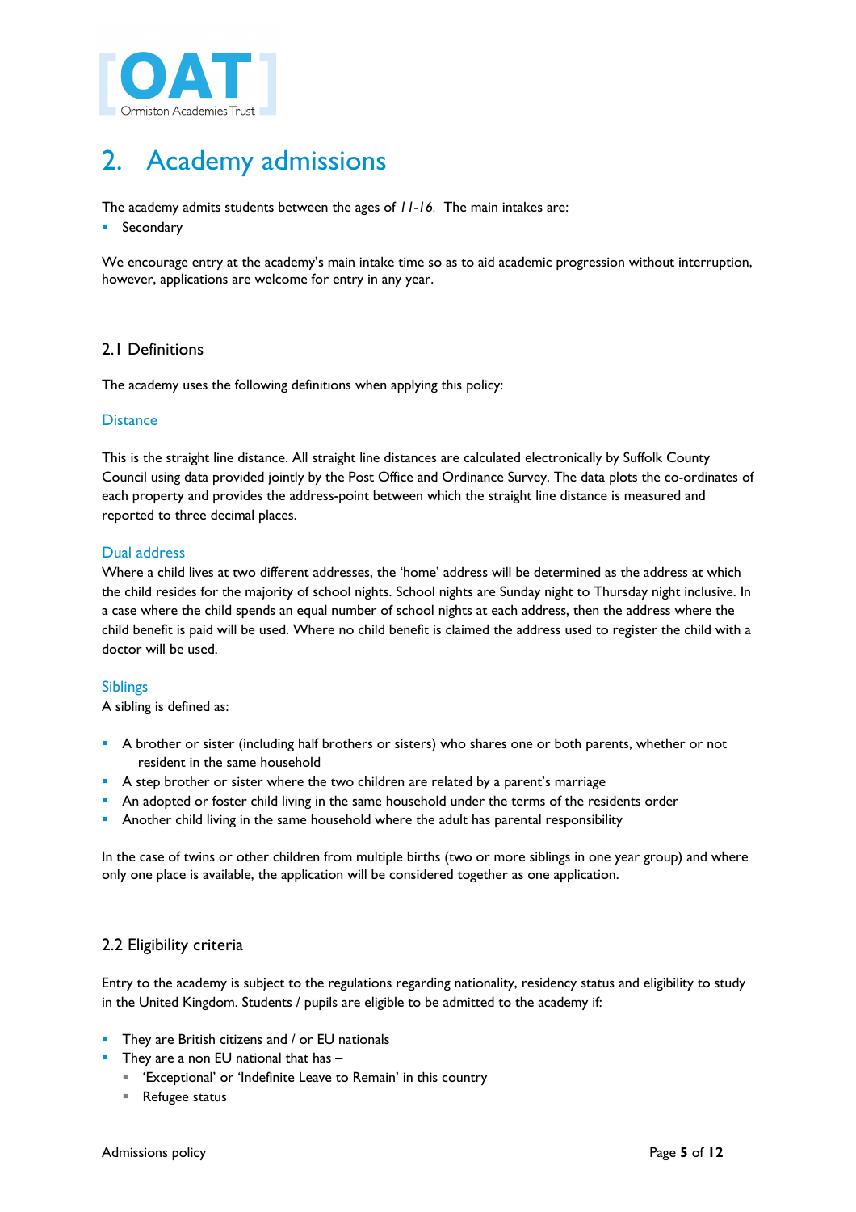# 2. Academy admissions

The academy admits students between the ages of *11-16*. The main intakes are:

- Secondary

We encourage entry at the academy's main intake time so as to aid academic progression without interruption, however, applications are welcome for entry in any year.

## 2.1 Definitions

The academy uses the following definitions when applying this policy:

### Distance

This is the straight line distance. All straight line distances are calculated electronically by Suffolk County Council using data provided jointly by the Post Office and Ordinance Survey. The data plots the co-ordinates of each property and provides the address-point between which the straight line distance is measured and reported to three decimal places.

### Dual address

Where a child lives at two different addresses, the 'home' address will be determined as the address at which the child resides for the majority of school nights. School nights are Sunday night to Thursday night inclusive. In a case where the child spends an equal number of school nights at each address, then the address where the child benefit is paid will be used. Where no child benefit is claimed the address used to register the child with a doctor will be used.

### Siblings

A sibling is defined as:

- A brother or sister (including half brothers or sisters) who shares one or both parents, whether or not resident in the same household
- A step brother or sister where the two children are related by a parent's marriage
- An adopted or foster child living in the same household under the terms of the residents order
- Another child living in the same household where the adult has parental responsibility

In the case of twins or other children from multiple births (two or more siblings in one year group) and where only one place is available, the application will be considered together as one application.

## 2.2 Eligibility criteria

Entry to the academy is subject to the regulations regarding nationality, residency status and eligibility to study in the United Kingdom. Students / pupils are eligible to be admitted to the academy if:

- They are British citizens and / or EU nationals
- They are a non EU national that has –
  - 'Exceptional' or 'Indefinite Leave to Remain' in this country
  - Refugee status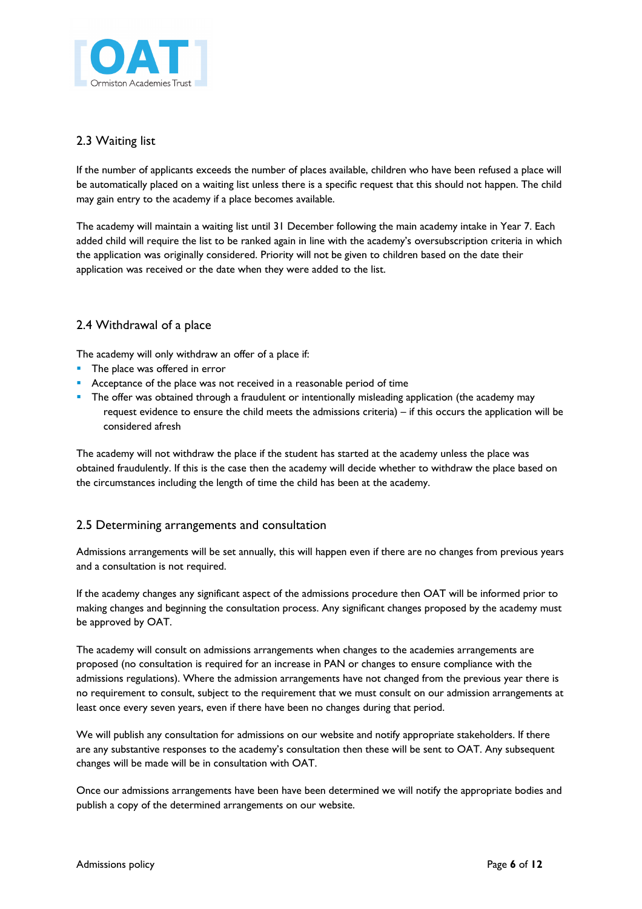## 2.3 Waiting list

If the number of applicants exceeds the number of places available, children who have been refused a place will be automatically placed on a waiting list unless there is a specific request that this should not happen. The child may gain entry to the academy if a place becomes available.

The academy will maintain a waiting list until 31 December following the main academy intake in Year 7. Each added child will require the list to be ranked again in line with the academy's oversubscription criteria in which the application was originally considered. Priority will not be given to children based on the date their application was received or the date when they were added to the list.

## 2.4 Withdrawal of a place

The academy will only withdraw an offer of a place if:

- The place was offered in error
- Acceptance of the place was not received in a reasonable period of time
- The offer was obtained through a fraudulent or intentionally misleading application (the academy may request evidence to ensure the child meets the admissions criteria) – if this occurs the application will be considered afresh

The academy will not withdraw the place if the student has started at the academy unless the place was obtained fraudulently. If this is the case then the academy will decide whether to withdraw the place based on the circumstances including the length of time the child has been at the academy.

## 2.5 Determining arrangements and consultation

Admissions arrangements will be set annually, this will happen even if there are no changes from previous years and a consultation is not required.

If the academy changes any significant aspect of the admissions procedure then OAT will be informed prior to making changes and beginning the consultation process. Any significant changes proposed by the academy must be approved by OAT.

The academy will consult on admissions arrangements when changes to the academies arrangements are proposed (no consultation is required for an increase in PAN or changes to ensure compliance with the admissions regulations). Where the admission arrangements have not changed from the previous year there is no requirement to consult, subject to the requirement that we must consult on our admission arrangements at least once every seven years, even if there have been no changes during that period.

We will publish any consultation for admissions on our website and notify appropriate stakeholders. If there are any substantive responses to the academy's consultation then these will be sent to OAT. Any subsequent changes will be made will be in consultation with OAT.

Once our admissions arrangements have been have been determined we will notify the appropriate bodies and publish a copy of the determined arrangements on our website.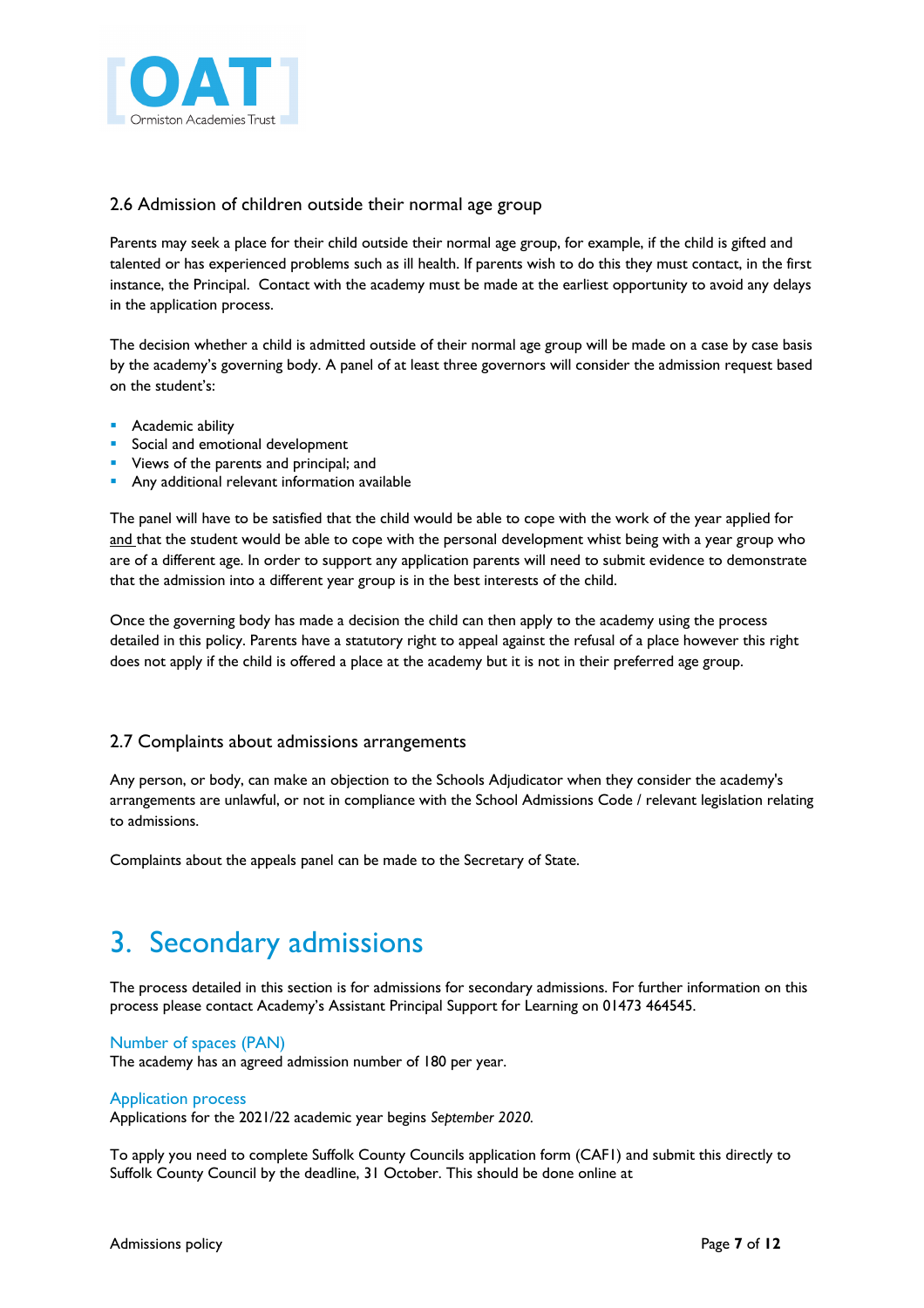### 2.6 Admission of children outside their normal age group

Parents may seek a place for their child outside their normal age group, for example, if the child is gifted and talented or has experienced problems such as ill health. If parents wish to do this they must contact, in the first instance, the Principal. Contact with the academy must be made at the earliest opportunity to avoid any delays in the application process.

The decision whether a child is admitted outside of their normal age group will be made on a case by case basis by the academy's governing body. A panel of at least three governors will consider the admission request based on the student's:

- Academic ability
- Social and emotional development
- Views of the parents and principal; and
- Any additional relevant information available

The panel will have to be satisfied that the child would be able to cope with the work of the year applied for and that the student would be able to cope with the personal development whist being with a year group who are of a different age. In order to support any application parents will need to submit evidence to demonstrate that the admission into a different year group is in the best interests of the child.

Once the governing body has made a decision the child can then apply to the academy using the process detailed in this policy. Parents have a statutory right to appeal against the refusal of a place however this right does not apply if the child is offered a place at the academy but it is not in their preferred age group.

### 2.7 Complaints about admissions arrangements

Any person, or body, can make an objection to the Schools Adjudicator when they consider the academy's arrangements are unlawful, or not in compliance with the School Admissions Code / relevant legislation relating to admissions.

Complaints about the appeals panel can be made to the Secretary of State.

# 3. Secondary admissions

The process detailed in this section is for admissions for secondary admissions. For further information on this process please contact Academy's Assistant Principal Support for Learning on 01473 464545.

#### Number of spaces (PAN)

The academy has an agreed admission number of 180 per year.

#### Application process

Applications for the 2021/22 academic year begins *September 2020.*

To apply you need to complete Suffolk County Councils application form (CAF1) and submit this directly to Suffolk County Council by the deadline, 31 October. This should be done online at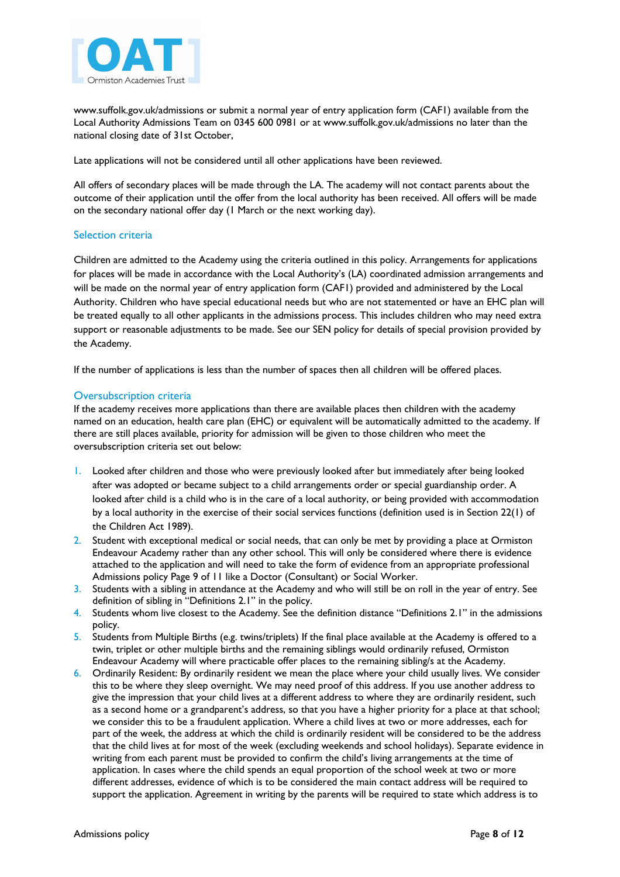www.suffolk.gov.uk/admissions or submit a normal year of entry application form (CAF1) available from the Local Authority Admissions Team on 0345 600 0981 or at www.suffolk.gov.uk/admissions no later than the national closing date of 31st October,

Late applications will not be considered until all other applications have been reviewed.

All offers of secondary places will be made through the LA. The academy will not contact parents about the outcome of their application until the offer from the local authority has been received. All offers will be made on the secondary national offer day (1 March or the next working day).

## Selection criteria

Children are admitted to the Academy using the criteria outlined in this policy. Arrangements for applications for places will be made in accordance with the Local Authority's (LA) coordinated admission arrangements and will be made on the normal year of entry application form (CAF1) provided and administered by the Local Authority. Children who have special educational needs but who are not statemented or have an EHC plan will be treated equally to all other applicants in the admissions process. This includes children who may need extra support or reasonable adjustments to be made. See our SEN policy for details of special provision provided by the Academy.

If the number of applications is less than the number of spaces then all children will be offered places.

## Oversubscription criteria

If the academy receives more applications than there are available places then children with the academy named on an education, health care plan (EHC) or equivalent will be automatically admitted to the academy. If there are still places available, priority for admission will be given to those children who meet the oversubscription criteria set out below:

1. Looked after children and those who were previously looked after but immediately after being looked after was adopted or became subject to a child arrangements order or special guardianship order. A looked after child is a child who is in the care of a local authority, or being provided with accommodation by a local authority in the exercise of their social services functions (definition used is in Section 22(1) of the Children Act 1989).
2. Student with exceptional medical or social needs, that can only be met by providing a place at Ormiston Endeavour Academy rather than any other school. This will only be considered where there is evidence attached to the application and will need to take the form of evidence from an appropriate professional Admissions policy Page 9 of 11 like a Doctor (Consultant) or Social Worker.
3. Students with a sibling in attendance at the Academy and who will still be on roll in the year of entry. See definition of sibling in "Definitions 2.1" in the policy.
4. Students whom live closest to the Academy. See the definition distance "Definitions 2.1" in the admissions policy.
5. Students from Multiple Births (e.g. twins/triplets) If the final place available at the Academy is offered to a twin, triplet or other multiple births and the remaining siblings would ordinarily refused, Ormiston Endeavour Academy will where practicable offer places to the remaining sibling/s at the Academy.
6. Ordinarily Resident: By ordinarily resident we mean the place where your child usually lives. We consider this to be where they sleep overnight. We may need proof of this address. If you use another address to give the impression that your child lives at a different address to where they are ordinarily resident, such as a second home or a grandparent's address, so that you have a higher priority for a place at that school; we consider this to be a fraudulent application. Where a child lives at two or more addresses, each for part of the week, the address at which the child is ordinarily resident will be considered to be the address that the child lives at for most of the week (excluding weekends and school holidays). Separate evidence in writing from each parent must be provided to confirm the child's living arrangements at the time of application. In cases where the child spends an equal proportion of the school week at two or more different addresses, evidence of which is to be considered the main contact address will be required to support the application. Agreement in writing by the parents will be required to state which address is to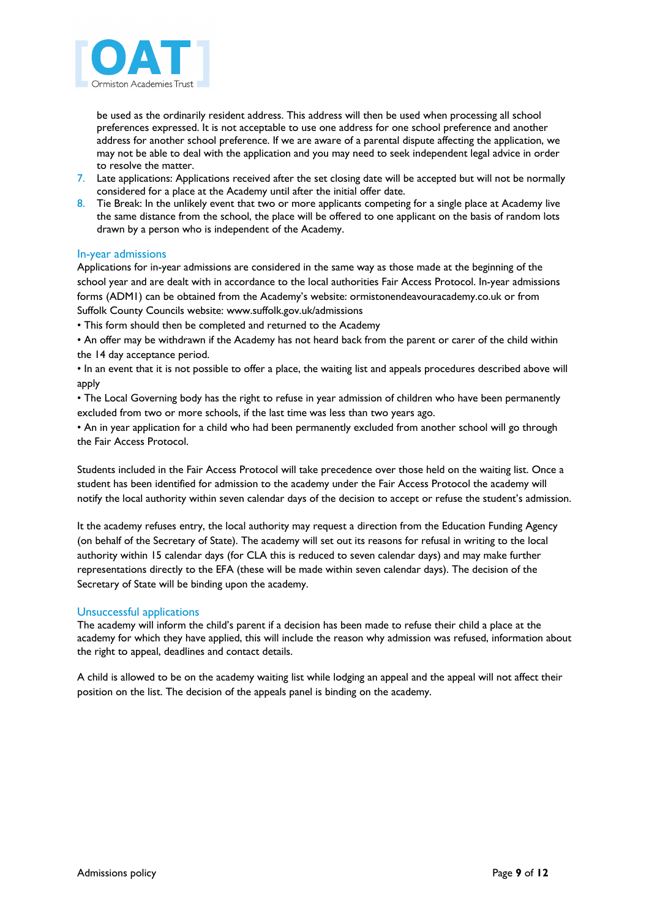be used as the ordinarily resident address. This address will then be used when processing all school preferences expressed. It is not acceptable to use one address for one school preference and another address for another school preference. If we are aware of a parental dispute affecting the application, we may not be able to deal with the application and you may need to seek independent legal advice in order to resolve the matter.

7. Late applications: Applications received after the set closing date will be accepted but will not be normally considered for a place at the Academy until after the initial offer date.
8. Tie Break: In the unlikely event that two or more applicants competing for a single place at Academy live the same distance from the school, the place will be offered to one applicant on the basis of random lots drawn by a person who is independent of the Academy.

## In-year admissions

Applications for in-year admissions are considered in the same way as those made at the beginning of the school year and are dealt with in accordance to the local authorities Fair Access Protocol. In-year admissions forms (ADM1) can be obtained from the Academy's website: ormistonendeavouracademy.co.uk or from Suffolk County Councils website: www.suffolk.gov.uk/admissions

- This form should then be completed and returned to the Academy
- An offer may be withdrawn if the Academy has not heard back from the parent or carer of the child within the 14 day acceptance period.
- In an event that it is not possible to offer a place, the waiting list and appeals procedures described above will apply
- The Local Governing body has the right to refuse in year admission of children who have been permanently excluded from two or more schools, if the last time was less than two years ago.
- An in year application for a child who had been permanently excluded from another school will go through the Fair Access Protocol.

Students included in the Fair Access Protocol will take precedence over those held on the waiting list. Once a student has been identified for admission to the academy under the Fair Access Protocol the academy will notify the local authority within seven calendar days of the decision to accept or refuse the student's admission.

It the academy refuses entry, the local authority may request a direction from the Education Funding Agency (on behalf of the Secretary of State). The academy will set out its reasons for refusal in writing to the local authority within 15 calendar days (for CLA this is reduced to seven calendar days) and may make further representations directly to the EFA (these will be made within seven calendar days). The decision of the Secretary of State will be binding upon the academy.

## Unsuccessful applications

The academy will inform the child's parent if a decision has been made to refuse their child a place at the academy for which they have applied, this will include the reason why admission was refused, information about the right to appeal, deadlines and contact details.

A child is allowed to be on the academy waiting list while lodging an appeal and the appeal will not affect their position on the list. The decision of the appeals panel is binding on the academy.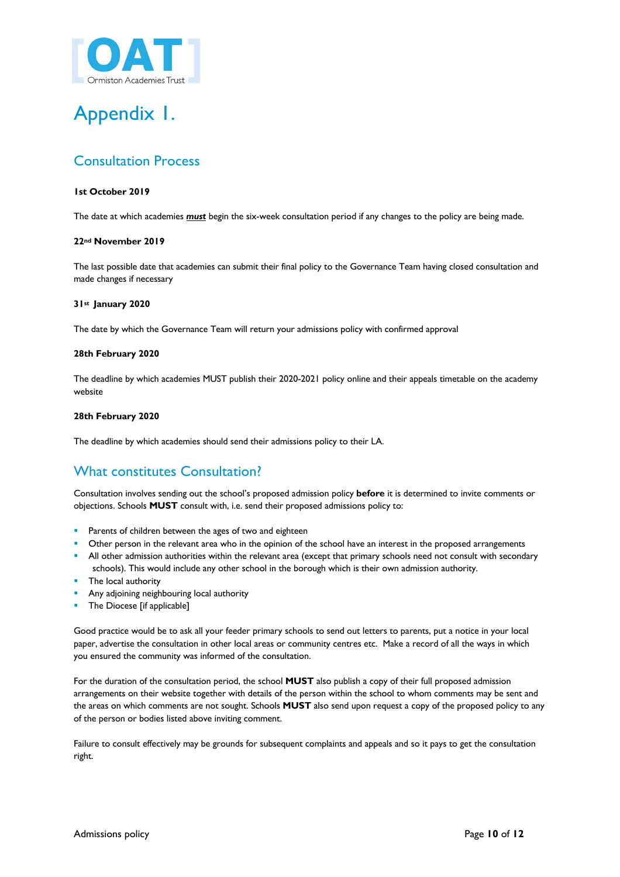# Appendix 1.

## Consultation Process

**1st October 2019**

The date at which academies ***must*** begin the six-week consultation period if any changes to the policy are being made.

**22nd November 2019**

The last possible date that academies can submit their final policy to the Governance Team having closed consultation and made changes if necessary

**31st January 2020**

The date by which the Governance Team will return your admissions policy with confirmed approval

**28th February 2020**

The deadline by which academies MUST publish their 2020-2021 policy online and their appeals timetable on the academy website

**28th February 2020**

The deadline by which academies should send their admissions policy to their LA.

## What constitutes Consultation?

Consultation involves sending out the school's proposed admission policy **before** it is determined to invite comments or objections. Schools **MUST** consult with, i.e. send their proposed admissions policy to:

- Parents of children between the ages of two and eighteen
- Other person in the relevant area who in the opinion of the school have an interest in the proposed arrangements
- All other admission authorities within the relevant area (except that primary schools need not consult with secondary schools). This would include any other school in the borough which is their own admission authority.
- The local authority
- Any adjoining neighbouring local authority
- The Diocese [if applicable]

Good practice would be to ask all your feeder primary schools to send out letters to parents, put a notice in your local paper, advertise the consultation in other local areas or community centres etc. Make a record of all the ways in which you ensured the community was informed of the consultation.

For the duration of the consultation period, the school **MUST** also publish a copy of their full proposed admission arrangements on their website together with details of the person within the school to whom comments may be sent and the areas on which comments are not sought. Schools **MUST** also send upon request a copy of the proposed policy to any of the person or bodies listed above inviting comment.

Failure to consult effectively may be grounds for subsequent complaints and appeals and so it pays to get the consultation right.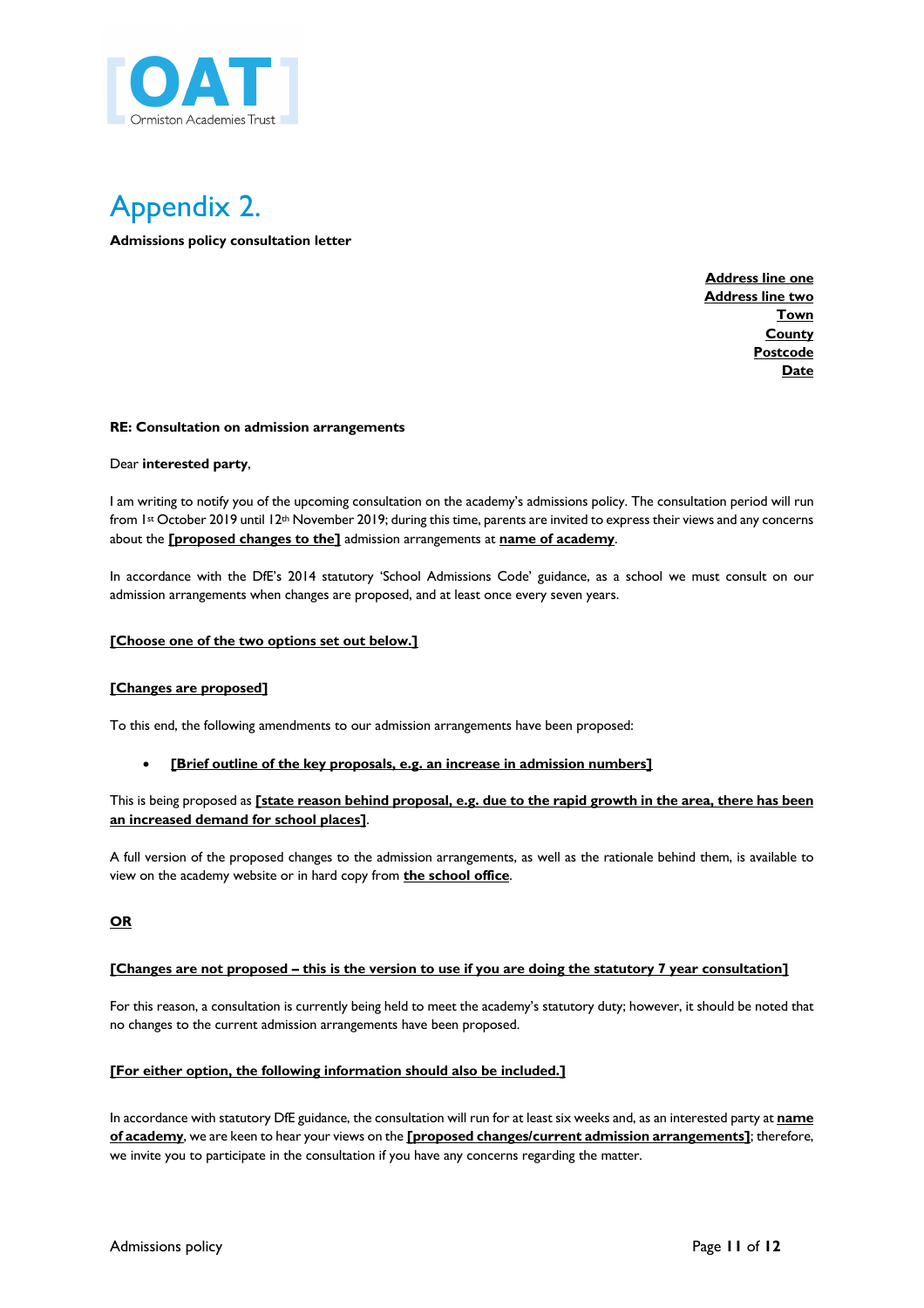# Appendix 2.

**Admissions policy consultation letter**

**Address line one**
**Address line two**
**Town**
**County**
**Postcode**
**Date**

**RE: Consultation on admission arrangements**

Dear **interested party**,

I am writing to notify you of the upcoming consultation on the academy's admissions policy. The consultation period will run from 1st October 2019 until 12th November 2019; during this time, parents are invited to express their views and any concerns about the **[proposed changes to the]** admission arrangements at **name of academy**.

In accordance with the DfE's 2014 statutory 'School Admissions Code' guidance, as a school we must consult on our admission arrangements when changes are proposed, and at least once every seven years.

**[Choose one of the two options set out below.]**

**[Changes are proposed]**

To this end, the following amendments to our admission arrangements have been proposed:

- **[Brief outline of the key proposals, e.g. an increase in admission numbers]**

This is being proposed as **[state reason behind proposal, e.g. due to the rapid growth in the area, there has been an increased demand for school places]**.

A full version of the proposed changes to the admission arrangements, as well as the rationale behind them, is available to view on the academy website or in hard copy from **the school office**.

**OR**

**[Changes are not proposed – this is the version to use if you are doing the statutory 7 year consultation]**

For this reason, a consultation is currently being held to meet the academy's statutory duty; however, it should be noted that no changes to the current admission arrangements have been proposed.

**[For either option, the following information should also be included.]**

In accordance with statutory DfE guidance, the consultation will run for at least six weeks and, as an interested party at **name of academy**, we are keen to hear your views on the **[proposed changes/current admission arrangements]**; therefore, we invite you to participate in the consultation if you have any concerns regarding the matter.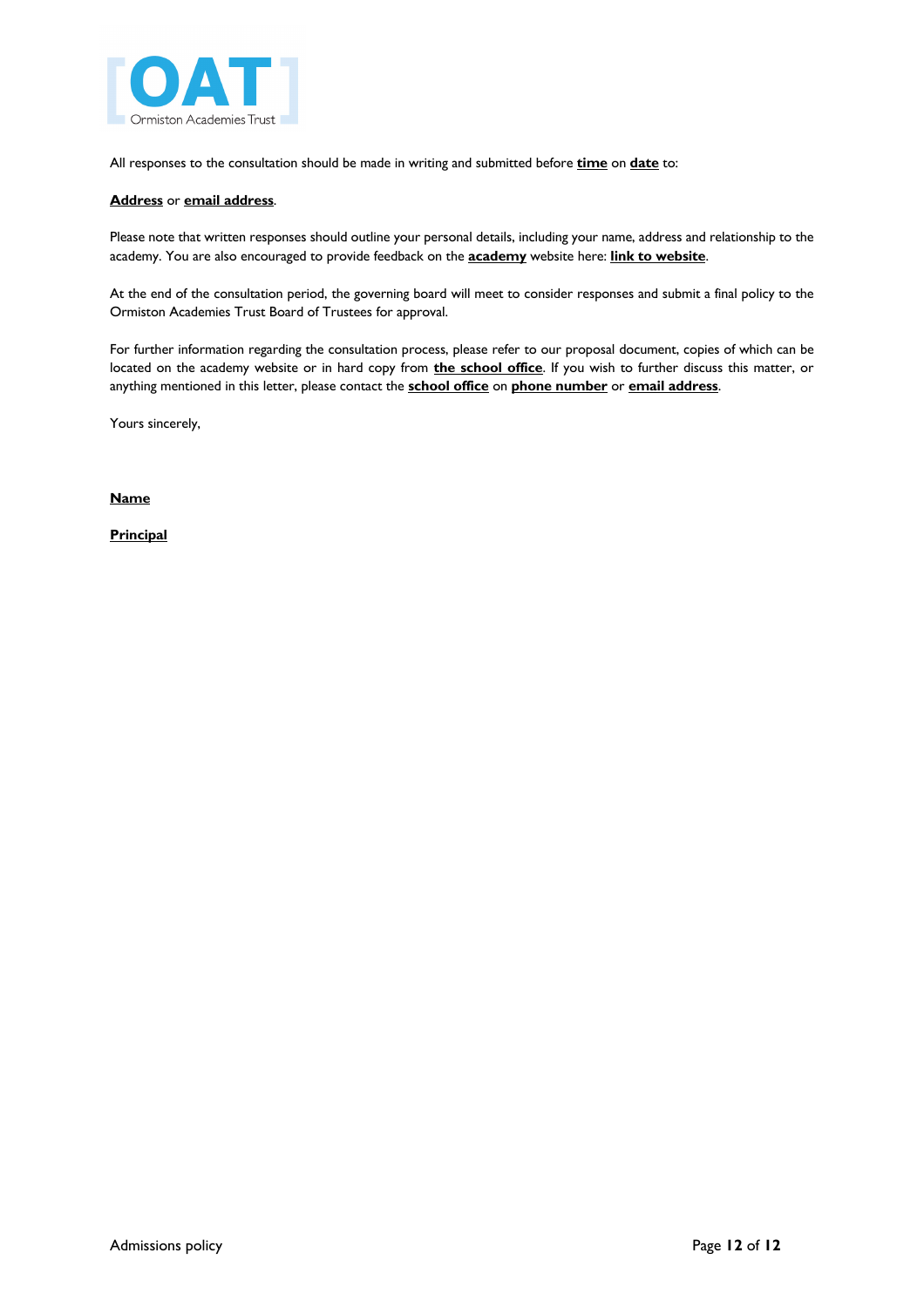All responses to the consultation should be made in writing and submitted before **time** on **date** to:

**Address** or **email address**.

Please note that written responses should outline your personal details, including your name, address and relationship to the academy. You are also encouraged to provide feedback on the **academy** website here: **link to website**.

At the end of the consultation period, the governing board will meet to consider responses and submit a final policy to the Ormiston Academies Trust Board of Trustees for approval.

For further information regarding the consultation process, please refer to our proposal document, copies of which can be located on the academy website or in hard copy from **the school office**. If you wish to further discuss this matter, or anything mentioned in this letter, please contact the **school office** on **phone number** or **email address**.

Yours sincerely,

**Name**

**Principal**